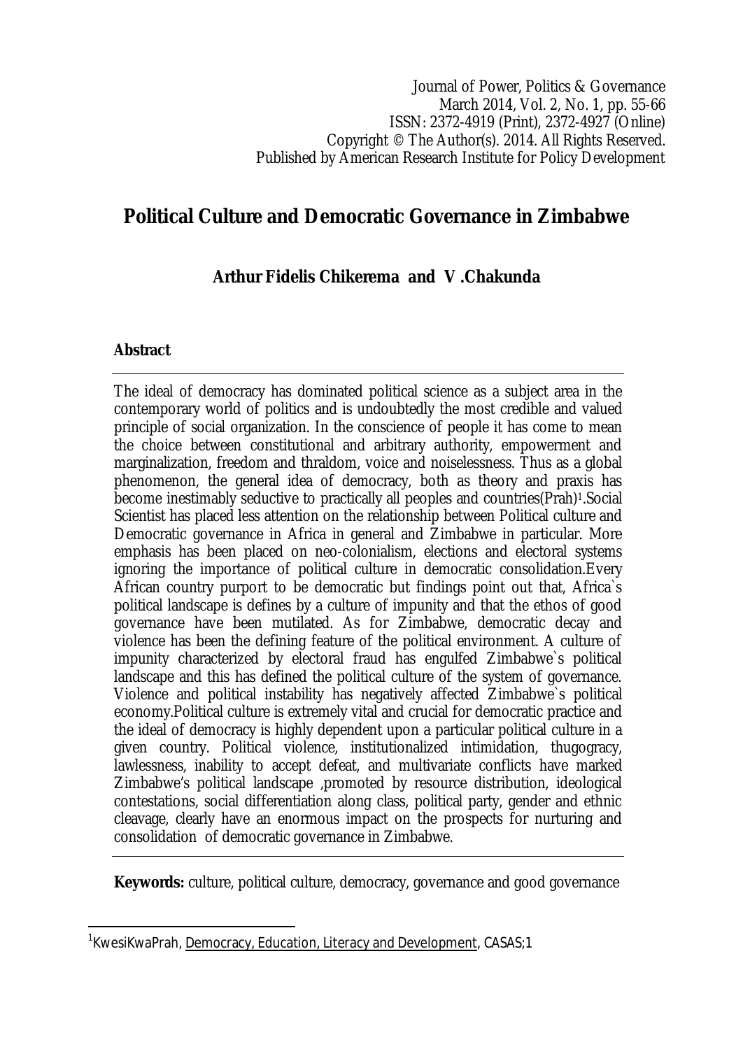Journal of Power, Politics & Governance
March 2014, Vol. 2, No. 1, pp. 55-66
ISSN: 2372-4919 (Print), 2372-4927 (Online)
Copyright © The Author(s). 2014. All Rights Reserved.
Published by American Research Institute for Policy Development

# Political Culture and Democratic Governance in Zimbabwe

**Arthur Fidelis Chikerema and V .Chakunda**

## Abstract

The ideal of democracy has dominated political science as a subject area in the contemporary world of politics and is undoubtedly the most credible and valued principle of social organization. In the conscience of people it has come to mean the choice between constitutional and arbitrary authority, empowerment and marginalization, freedom and thraldom, voice and noiselessness. Thus as a global phenomenon, the general idea of democracy, both as theory and praxis has become inestimably seductive to practically all peoples and countries(Prah)[1].Social Scientist has placed less attention on the relationship between Political culture and Democratic governance in Africa in general and Zimbabwe in particular. More emphasis has been placed on neo-colonialism, elections and electoral systems ignoring the importance of political culture in democratic consolidation.Every African country purport to be democratic but findings point out that, Africa`s political landscape is defines by a culture of impunity and that the ethos of good governance have been mutilated. As for Zimbabwe, democratic decay and violence has been the defining feature of the political environment. A culture of impunity characterized by electoral fraud has engulfed Zimbabwe`s political landscape and this has defined the political culture of the system of governance. Violence and political instability has negatively affected Zimbabwe`s political economy.Political culture is extremely vital and crucial for democratic practice and the ideal of democracy is highly dependent upon a particular political culture in a given country. Political violence, institutionalized intimidation, thugocracy, lawlessness, inability to accept defeat, and multivariate conflicts have marked Zimbabwe's political landscape ,promoted by resource distribution, ideological contestations, social differentiation along class, political party, gender and ethnic cleavage, clearly have an enormous impact on the prospects for nurturing and consolidation of democratic governance in Zimbabwe.

**Keywords:** culture, political culture, democracy, governance and good governance

---

[1] KwesiKwaPrah, Democracy, Education, Literacy and Development, CASAS;1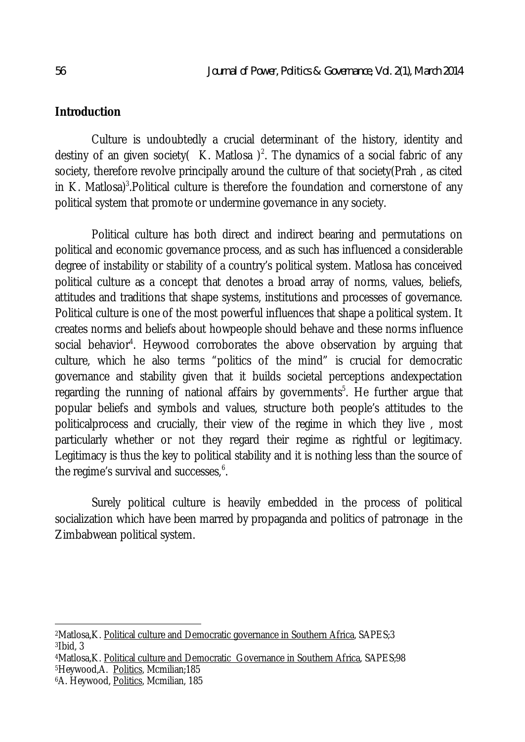## Introduction

Culture is undoubtedly a crucial determinant of the history, identity and destiny of an given society( K. Matlosa )[2]. The dynamics of a social fabric of any society, therefore revolve principally around the culture of that society(Prah , as cited in K. Matlosa)[3].Political culture is therefore the foundation and cornerstone of any political system that promote or undermine governance in any society.

Political culture has both direct and indirect bearing and permutations on political and economic governance process, and as such has influenced a considerable degree of instability or stability of a country's political system. Matlosa has conceived political culture as a concept that denotes a broad array of norms, values, beliefs, attitudes and traditions that shape systems, institutions and processes of governance. Political culture is one of the most powerful influences that shape a political system. It creates norms and beliefs about howpeople should behave and these norms influence social behavior[4]. Heywood corroborates the above observation by arguing that culture, which he also terms "politics of the mind" is crucial for democratic governance and stability given that it builds societal perceptions andexpectation regarding the running of national affairs by governments[5]. He further argue that popular beliefs and symbols and values, structure both people's attitudes to the politicalprocess and crucially, their view of the regime in which they live , most particularly whether or not they regard their regime as rightful or legitimacy. Legitimacy is thus the key to political stability and it is nothing less than the source of the regime's survival and successes,[6].

Surely political culture is heavily embedded in the process of political socialization which have been marred by propaganda and politics of patronage in the Zimbabwean political system.

---

[2] Matlosa,K. Political culture and Democratic governance in Southern Africa, SAPES;3

[3] Ibid, 3

[4] Matlosa,K. Political culture and Democratic Governance in Southern Africa, SAPES;98

[5] Heywood,A. Politics, Mcmilian;185

[6] A. Heywood, Politics, Mcmilian, 185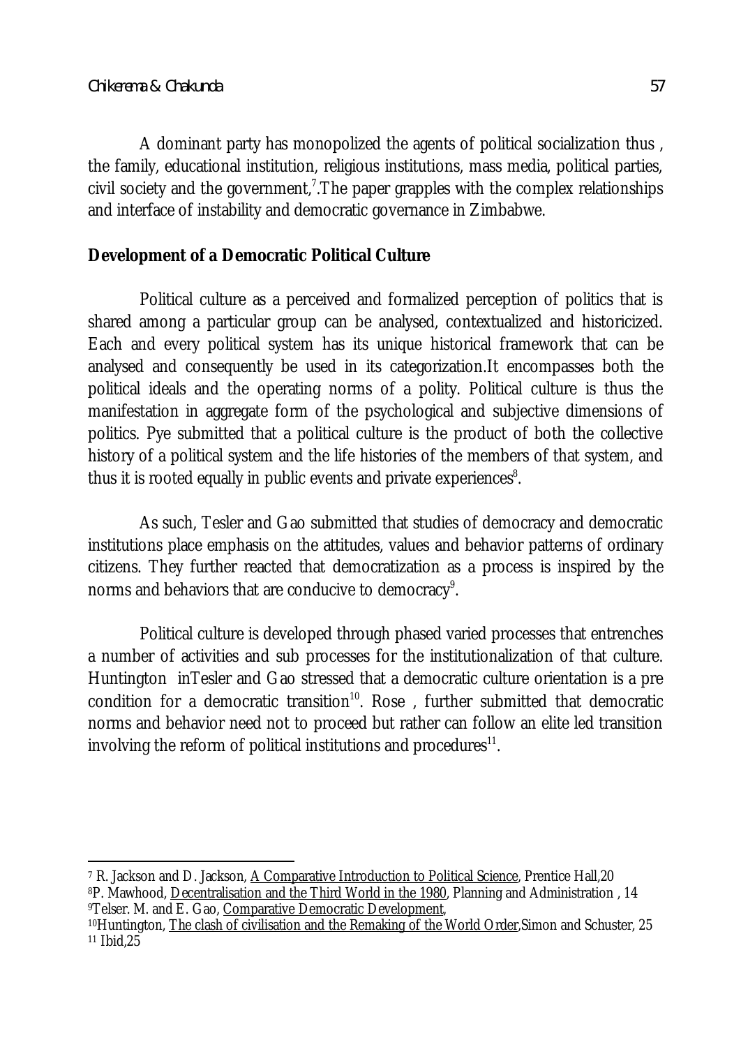A dominant party has monopolized the agents of political socialization thus , the family, educational institution, religious institutions, mass media, political parties, civil society and the government,[7].The paper grapples with the complex relationships and interface of instability and democratic governance in Zimbabwe.

**Development of a Democratic Political Culture**

Political culture as a perceived and formalized perception of politics that is shared among a particular group can be analysed, contextualized and historicized. Each and every political system has its unique historical framework that can be analysed and consequently be used in its categorization.It encompasses both the political ideals and the operating norms of a polity. Political culture is thus the manifestation in aggregate form of the psychological and subjective dimensions of politics. Pye submitted that a political culture is the product of both the collective history of a political system and the life histories of the members of that system, and thus it is rooted equally in public events and private experiences[8].

As such, Tesler and Gao submitted that studies of democracy and democratic institutions place emphasis on the attitudes, values and behavior patterns of ordinary citizens. They further reacted that democratization as a process is inspired by the norms and behaviors that are conducive to democracy[9].

Political culture is developed through phased varied processes that entrenches a number of activities and sub processes for the institutionalization of that culture. Huntington inTesler and Gao stressed that a democratic culture orientation is a pre condition for a democratic transition[10]. Rose , further submitted that democratic norms and behavior need not to proceed but rather can follow an elite led transition involving the reform of political institutions and procedures[11].

---

[7] R. Jackson and D. Jackson, A Comparative Introduction to Political Science, Prentice Hall,20

[8] P. Mawhood, Decentralisation and the Third World in the 1980, Planning and Administration , 14

[9] Telser. M. and E. Gao, Comparative Democratic Development,

[10] Huntington, The clash of civilisation and the Remaking of the World Order,Simon and Schuster, 25

[11] Ibid,25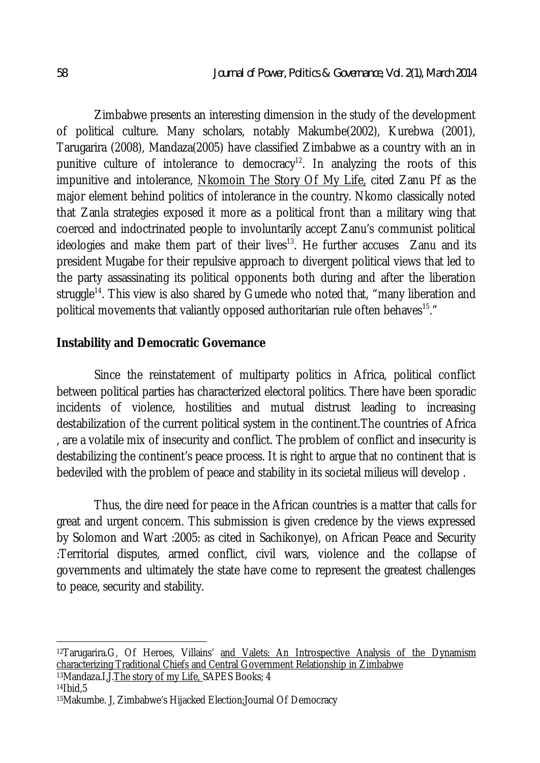Zimbabwe presents an interesting dimension in the study of the development of political culture. Many scholars, notably Makumbe(2002), Kurebwa (2001), Tarugarira (2008), Mandaza(2005) have classified Zimbabwe as a country with an in punitive culture of intolerance to democracy[12]. In analyzing the roots of this impunitive and intolerance, Nkomoin The Story Of My Life, cited Zanu Pf as the major element behind politics of intolerance in the country. Nkomo classically noted that Zanla strategies exposed it more as a political front than a military wing that coerced and indoctrinated people to involuntarily accept Zanu's communist political ideologies and make them part of their lives[13]. He further accuses Zanu and its president Mugabe for their repulsive approach to divergent political views that led to the party assassinating its political opponents both during and after the liberation struggle[14]. This view is also shared by Gumede who noted that, "many liberation and political movements that valiantly opposed authoritarian rule often behaves[15]."

**Instability and Democratic Governance**

Since the reinstatement of multiparty politics in Africa, political conflict between political parties has characterized electoral politics. There have been sporadic incidents of violence, hostilities and mutual distrust leading to increasing destabilization of the current political system in the continent.The countries of Africa , are a volatile mix of insecurity and conflict. The problem of conflict and insecurity is destabilizing the continent's peace process. It is right to argue that no continent that is bedeviled with the problem of peace and stability in its societal milieus will develop .

Thus, the dire need for peace in the African countries is a matter that calls for great and urgent concern. This submission is given credence by the views expressed by Solomon and Wart :2005: as cited in Sachikonye), on African Peace and Security :Territorial disputes, armed conflict, civil wars, violence and the collapse of governments and ultimately the state have come to represent the greatest challenges to peace, security and stability.

---

[12]Tarugarira.G, Of Heroes, Villains' and Valets: An Introspective Analysis of the Dynamism characterizing Traditional Chiefs and Central Government Relationship in Zimbabwe

[13]Mandaza.I,J.The story of my Life, SAPES Books; 4

[14]Ibid,5

[15]Makumbe. J, Zimbabwe's Hijacked Election;Journal Of Democracy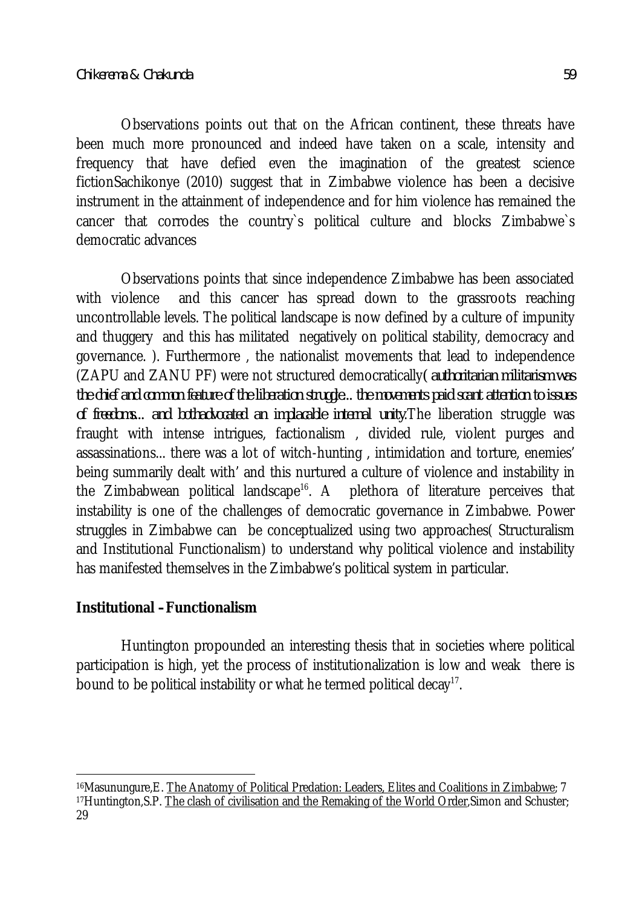Observations points out that on the African continent, these threats have been much more pronounced and indeed have taken on a scale, intensity and frequency that have defied even the imagination of the greatest science fictionSachikonye (2010) suggest that in Zimbabwe violence has been a decisive instrument in the attainment of independence and for him violence has remained the cancer that corrodes the country`s political culture and blocks Zimbabwe`s democratic advances

Observations points that since independence Zimbabwe has been associated with violence and this cancer has spread down to the grassroots reaching uncontrollable levels. The political landscape is now defined by a culture of impunity and thuggery and this has militated negatively on political stability, democracy and governance. ). Furthermore , the nationalist movements that lead to independence (ZAPU and ZANU PF) were not structured democratically( *authoritarian militarism was the chief and common feature of the liberation struggle... the movements paid scant attention to issues of freedoms... and bothadvocated an implacable internal unity.*The liberation struggle was fraught with intense intrigues, factionalism , divided rule, violent purges and assassinations... there was a lot of witch-hunting , intimidation and torture, enemies' being summarily dealt with' and this nurtured a culture of violence and instability in the Zimbabwean political landscape[16]. A plethora of literature perceives that instability is one of the challenges of democratic governance in Zimbabwe. Power struggles in Zimbabwe can be conceptualized using two approaches( Structuralism and Institutional Functionalism) to understand why political violence and instability has manifested themselves in the Zimbabwe's political system in particular.

**Institutional –Functionalism**

Huntington propounded an interesting thesis that in societies where political participation is high, yet the process of institutionalization is low and weak there is bound to be political instability or what he termed political decay[17].

---

[16]Masunungure,E. The Anatomy of Political Predation: Leaders, Elites and Coalitions in Zimbabwe; 7

[17]Huntington,S.P. The clash of civilisation and the Remaking of the World Order,Simon and Schuster; 29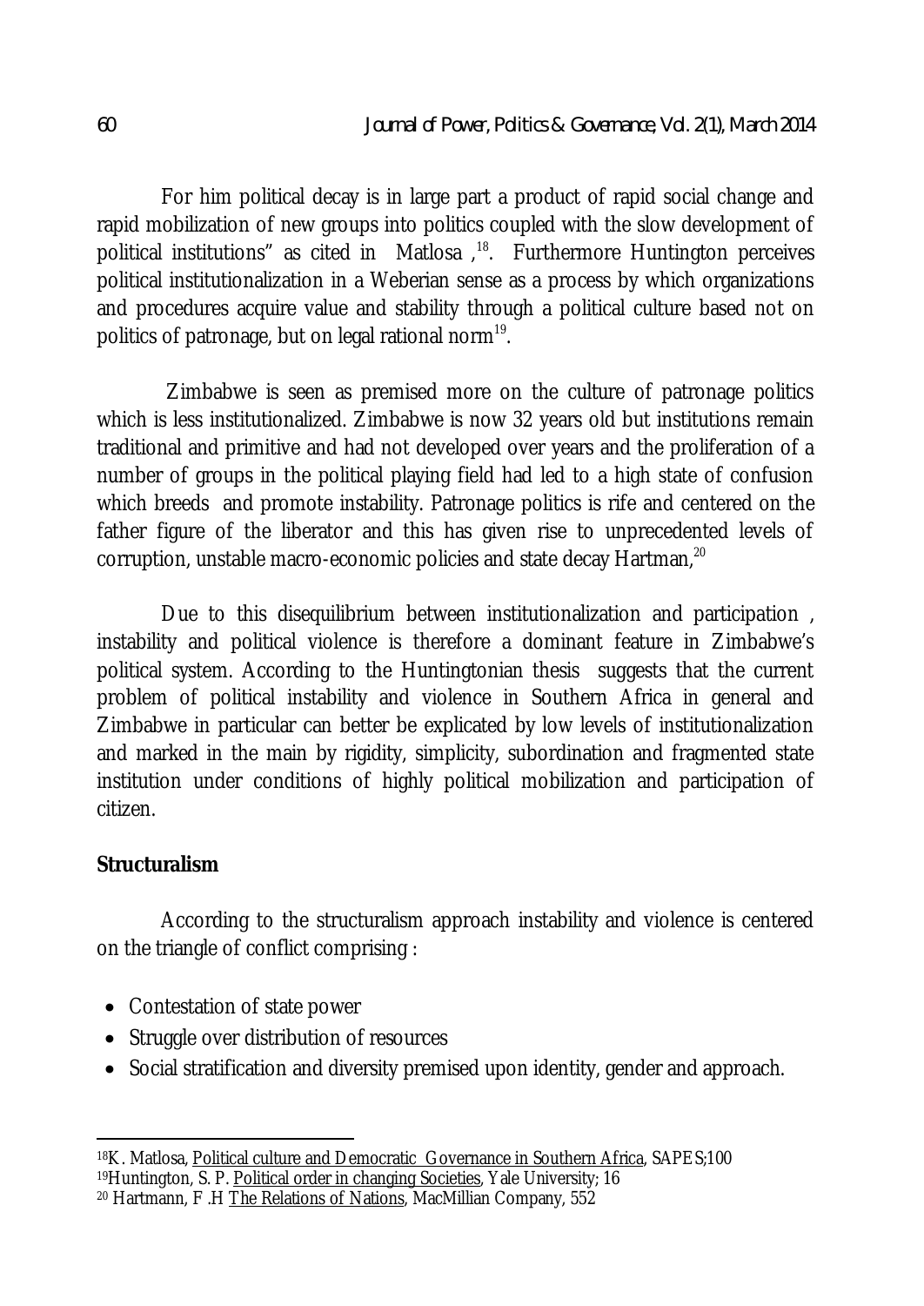For him political decay is in large part a product of rapid social change and rapid mobilization of new groups into politics coupled with the slow development of political institutions" as cited in Matlosa ,[18]. Furthermore Huntington perceives political institutionalization in a Weberian sense as a process by which organizations and procedures acquire value and stability through a political culture based not on politics of patronage, but on legal rational norm[19].

Zimbabwe is seen as premised more on the culture of patronage politics which is less institutionalized. Zimbabwe is now 32 years old but institutions remain traditional and primitive and had not developed over years and the proliferation of a number of groups in the political playing field had led to a high state of confusion which breeds and promote instability. Patronage politics is rife and centered on the father figure of the liberator and this has given rise to unprecedented levels of corruption, unstable macro-economic policies and state decay Hartman,[20]

Due to this disequilibrium between institutionalization and participation , instability and political violence is therefore a dominant feature in Zimbabwe's political system. According to the Huntingtonian thesis suggests that the current problem of political instability and violence in Southern Africa in general and Zimbabwe in particular can better be explicated by low levels of institutionalization and marked in the main by rigidity, simplicity, subordination and fragmented state institution under conditions of highly political mobilization and participation of citizen.

**Structuralism**

According to the structuralism approach instability and violence is centered on the triangle of conflict comprising :

- Contestation of state power
- Struggle over distribution of resources
- Social stratification and diversity premised upon identity, gender and approach.

---

[18] K. Matlosa, Political culture and Democratic Governance in Southern Africa, SAPES;100

[19] Huntington, S. P. Political order in changing Societies, Yale University; 16

[20] Hartmann, F .H The Relations of Nations, MacMillian Company, 552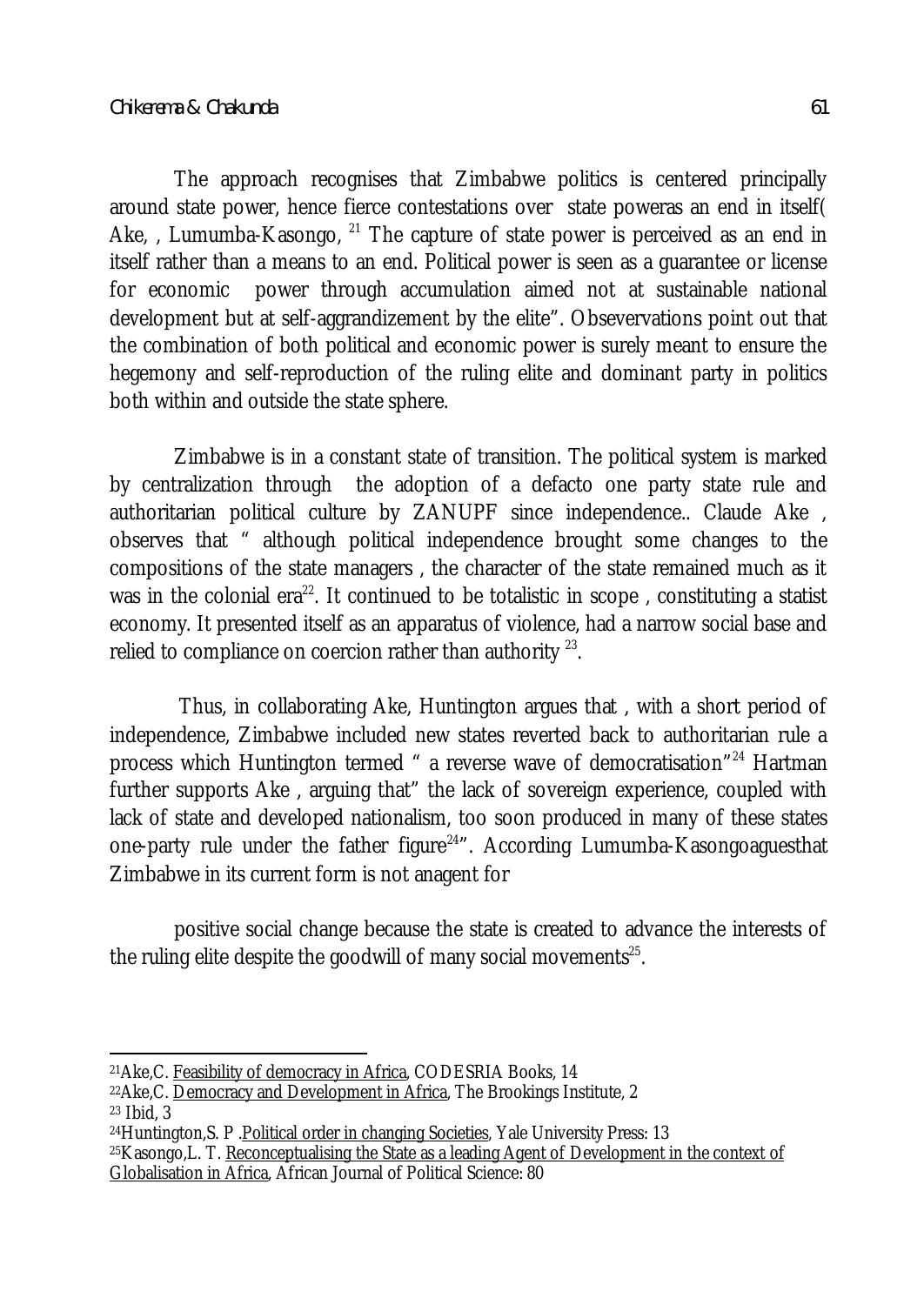The approach recognises that Zimbabwe politics is centered principally around state power, hence fierce contestations over state poweras an end in itself( Ake, , Lumumba-Kasongo, [21] The capture of state power is perceived as an end in itself rather than a means to an end. Political power is seen as a guarantee or license for economic power through accumulation aimed not at sustainable national development but at self-aggrandizement by the elite". Obsevervations point out that the combination of both political and economic power is surely meant to ensure the hegemony and self-reproduction of the ruling elite and dominant party in politics both within and outside the state sphere.

Zimbabwe is in a constant state of transition. The political system is marked by centralization through the adoption of a defacto one party state rule and authoritarian political culture by ZANUPF since independence.. Claude Ake , observes that " although political independence brought some changes to the compositions of the state managers , the character of the state remained much as it was in the colonial era[22]. It continued to be totalistic in scope , constituting a statist economy. It presented itself as an apparatus of violence, had a narrow social base and relied to compliance on coercion rather than authority [23].

Thus, in collaborating Ake, Huntington argues that , with a short period of independence, Zimbabwe included new states reverted back to authoritarian rule a process which Huntington termed " a reverse wave of democratisation"[24] Hartman further supports Ake , arguing that" the lack of sovereign experience, coupled with lack of state and developed nationalism, too soon produced in many of these states one-party rule under the father figure[24]". According Lumumba-Kasongoaguesthat Zimbabwe in its current form is not anagent for

positive social change because the state is created to advance the interests of the ruling elite despite the goodwill of many social movements[25].

---

[21] Ake,C. Feasibility of democracy in Africa, CODESRIA Books, 14

[22] Ake,C. Democracy and Development in Africa, The Brookings Institute, 2

[23] Ibid, 3

[24] Huntington,S. P .Political order in changing Societies, Yale University Press: 13

[25] Kasongo,L. T. Reconceptualising the State as a leading Agent of Development in the context of Globalisation in Africa, African Journal of Political Science: 80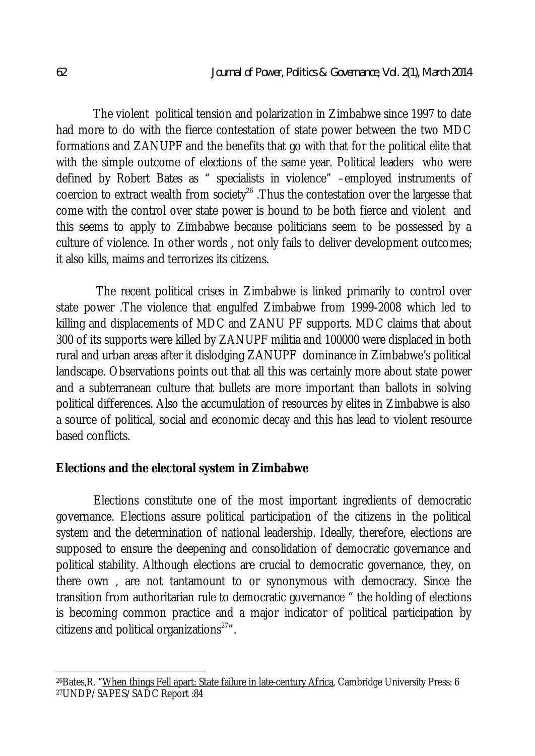The violent political tension and polarization in Zimbabwe since 1997 to date had more to do with the fierce contestation of state power between the two MDC formations and ZANUPF and the benefits that go with that for the political elite that with the simple outcome of elections of the same year. Political leaders who were defined by Robert Bates as " specialists in violence" –employed instruments of coercion to extract wealth from society[26] .Thus the contestation over the largesse that come with the control over state power is bound to be both fierce and violent and this seems to apply to Zimbabwe because politicians seem to be possessed by a culture of violence. In other words , not only fails to deliver development outcomes; it also kills, maims and terrorizes its citizens.

The recent political crises in Zimbabwe is linked primarily to control over state power .The violence that engulfed Zimbabwe from 1999-2008 which led to killing and displacements of MDC and ZANU PF supports. MDC claims that about 300 of its supports were killed by ZANUPF militia and 100000 were displaced in both rural and urban areas after it dislodging ZANUPF dominance in Zimbabwe's political landscape. Observations points out that all this was certainly more about state power and a subterranean culture that bullets are more important than ballots in solving political differences. Also the accumulation of resources by elites in Zimbabwe is also a source of political, social and economic decay and this has lead to violent resource based conflicts.

## Elections and the electoral system in Zimbabwe

Elections constitute one of the most important ingredients of democratic governance. Elections assure political participation of the citizens in the political system and the determination of national leadership. Ideally, therefore, elections are supposed to ensure the deepening and consolidation of democratic governance and political stability. Although elections are crucial to democratic governance, they, on there own , are not tantamount to or synonymous with democracy. Since the transition from authoritarian rule to democratic governance " the holding of elections is becoming common practice and a major indicator of political participation by citizens and political organizations[27]".

---

[26]Bates,R. "When things Fell apart: State failure in late-century Africa, Cambridge University Press: 6

[27]UNDP/SAPES/SADC Report :84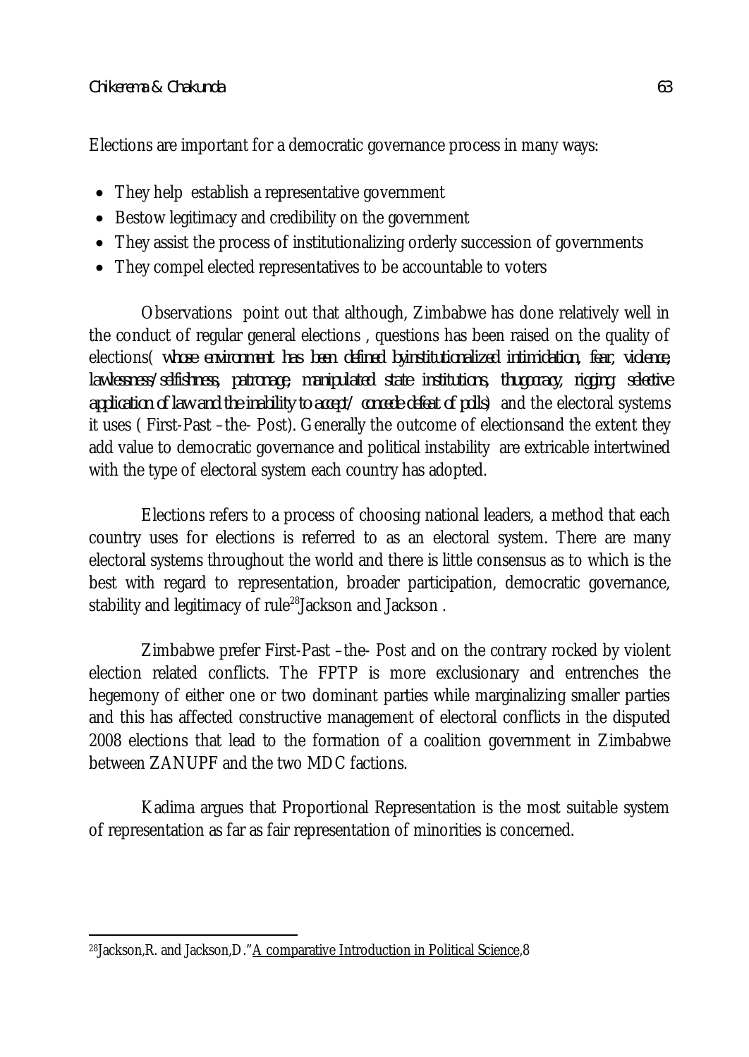Elections are important for a democratic governance process in many ways:

- They help establish a representative government
- Bestow legitimacy and credibility on the government
- They assist the process of institutionalizing orderly succession of governments
- They compel elected representatives to be accountable to voters

Observations point out that although, Zimbabwe has done relatively well in the conduct of regular general elections , questions has been raised on the quality of elections( *whose environment has been defined byinstitutionalized intimidation, fear, violence, lawlessness/selfishness, patronage, manipulated state institutions, thugocracy, rigging selective application of law and the inability to accept/ concede defeat of polls*) and the electoral systems it uses ( First-Past –the- Post). Generally the outcome of electionsand the extent they add value to democratic governance and political instability are extricable intertwined with the type of electoral system each country has adopted.

Elections refers to a process of choosing national leaders, a method that each country uses for elections is referred to as an electoral system. There are many electoral systems throughout the world and there is little consensus as to which is the best with regard to representation, broader participation, democratic governance, stability and legitimacy of rule[28]Jackson and Jackson .

Zimbabwe prefer First-Past –the- Post and on the contrary rocked by violent election related conflicts. The FPTP is more exclusionary and entrenches the hegemony of either one or two dominant parties while marginalizing smaller parties and this has affected constructive management of electoral conflicts in the disputed 2008 elections that lead to the formation of a coalition government in Zimbabwe between ZANUPF and the two MDC factions.

Kadima argues that Proportional Representation is the most suitable system of representation as far as fair representation of minorities is concerned.

---

[28]Jackson,R. and Jackson,D."A comparative Introduction in Political Science,8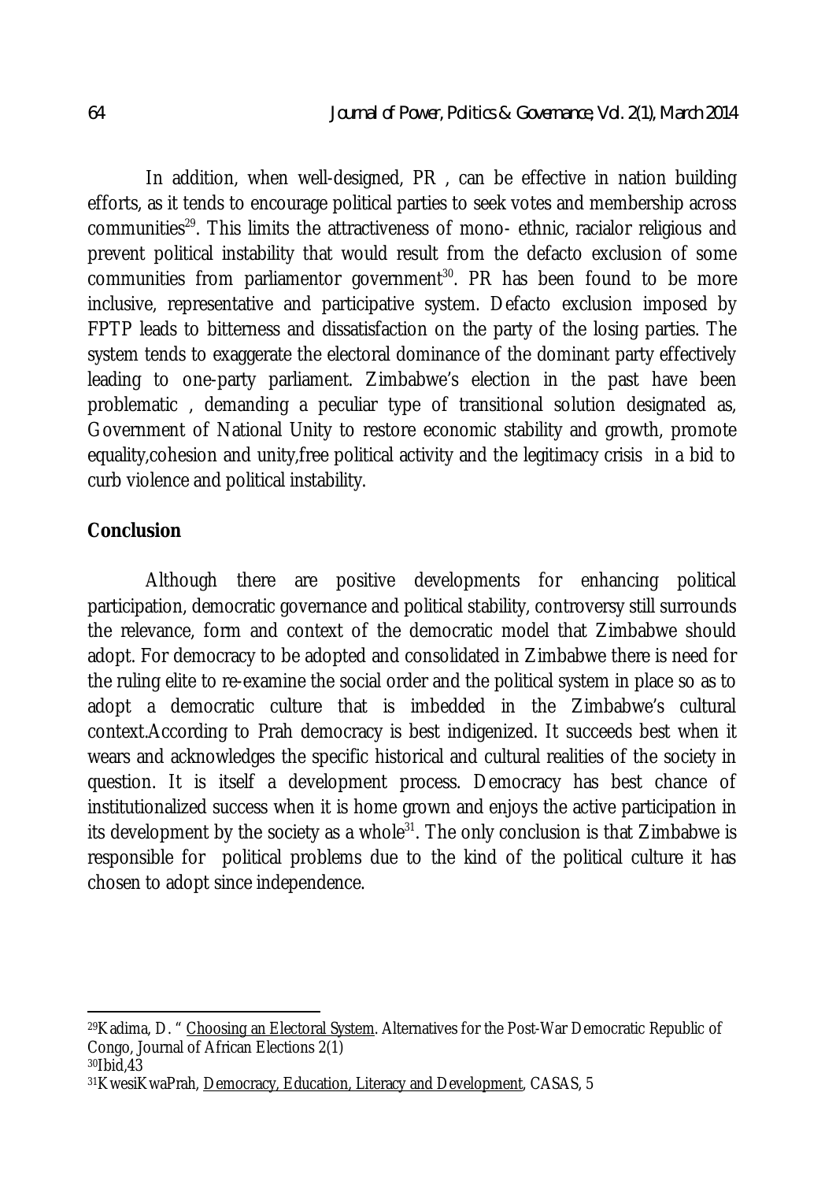In addition, when well-designed, PR , can be effective in nation building efforts, as it tends to encourage political parties to seek votes and membership across communities[29]. This limits the attractiveness of mono- ethnic, racialor religious and prevent political instability that would result from the defacto exclusion of some communities from parliamentor government[30]. PR has been found to be more inclusive, representative and participative system. Defacto exclusion imposed by FPTP leads to bitterness and dissatisfaction on the party of the losing parties. The system tends to exaggerate the electoral dominance of the dominant party effectively leading to one-party parliament. Zimbabwe's election in the past have been problematic , demanding a peculiar type of transitional solution designated as, Government of National Unity to restore economic stability and growth, promote equality,cohesion and unity,free political activity and the legitimacy crisis in a bid to curb violence and political instability.

## Conclusion

Although there are positive developments for enhancing political participation, democratic governance and political stability, controversy still surrounds the relevance, form and context of the democratic model that Zimbabwe should adopt. For democracy to be adopted and consolidated in Zimbabwe there is need for the ruling elite to re-examine the social order and the political system in place so as to adopt a democratic culture that is imbedded in the Zimbabwe's cultural context.According to Prah democracy is best indigenized. It succeeds best when it wears and acknowledges the specific historical and cultural realities of the society in question. It is itself a development process. Democracy has best chance of institutionalized success when it is home grown and enjoys the active participation in its development by the society as a whole[31]. The only conclusion is that Zimbabwe is responsible for political problems due to the kind of the political culture it has chosen to adopt since independence.

---

[29]Kadima, D. " Choosing an Electoral System. Alternatives for the Post-War Democratic Republic of Congo, Journal of African Elections 2(1)

[30]Ibid,43

[31]KwesiKwaPrah, Democracy, Education, Literacy and Development, CASAS, 5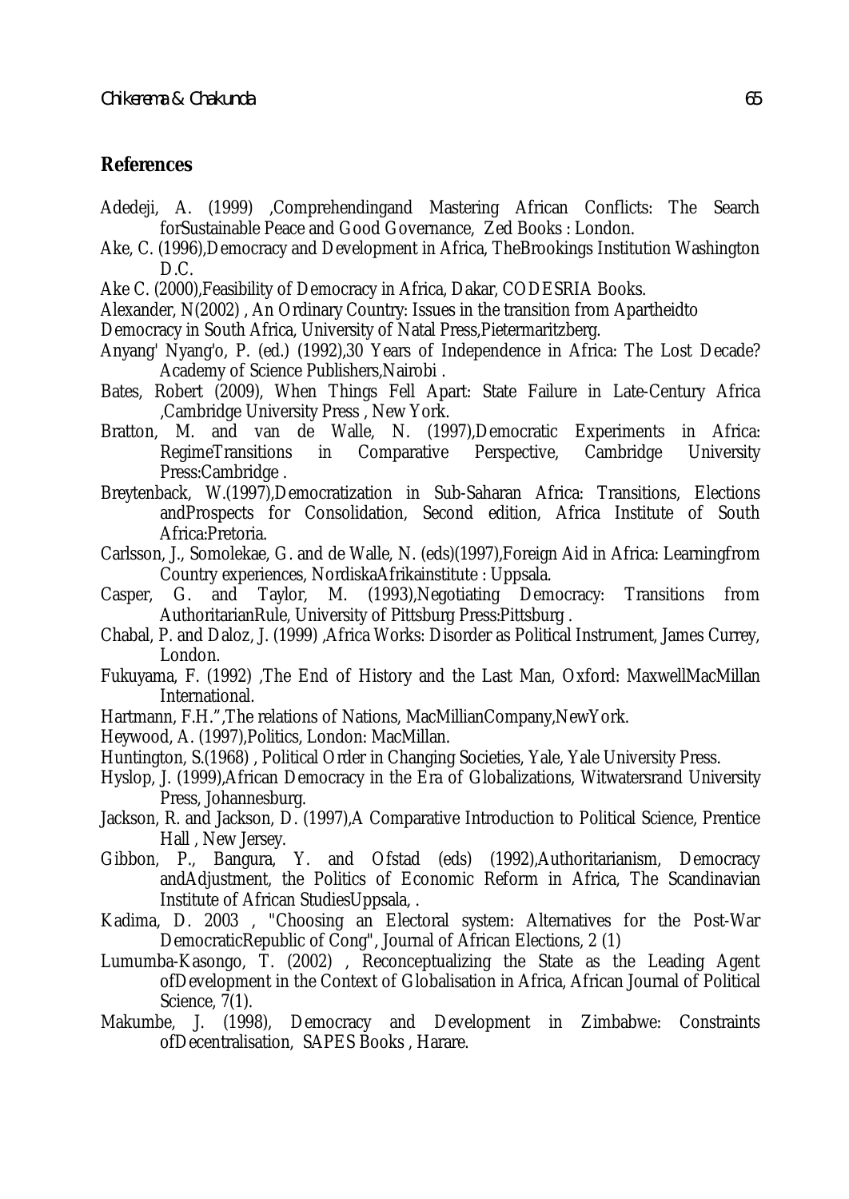## References

Adedeji, A. (1999) ,Comprehendingand Mastering African Conflicts: The Search forSustainable Peace and Good Governance, Zed Books : London.

Ake, C. (1996),Democracy and Development in Africa, TheBrookings Institution Washington D.C.

Ake C. (2000),Feasibility of Democracy in Africa, Dakar, CODESRIA Books.

Alexander, N(2002) , An Ordinary Country: Issues in the transition from Apartheidto Democracy in South Africa, University of Natal Press,Pietermaritzberg.

Anyang' Nyang'o, P. (ed.) (1992),30 Years of Independence in Africa: The Lost Decade? Academy of Science Publishers,Nairobi .

Bates, Robert (2009), When Things Fell Apart: State Failure in Late-Century Africa ,Cambridge University Press , New York.

Bratton, M. and van de Walle, N. (1997),Democratic Experiments in Africa: RegimeTransitions in Comparative Perspective, Cambridge University Press:Cambridge .

Breytenback, W.(1997),Democratization in Sub-Saharan Africa: Transitions, Elections andProspects for Consolidation, Second edition, Africa Institute of South Africa:Pretoria.

Carlsson, J., Somolekae, G. and de Walle, N. (eds)(1997),Foreign Aid in Africa: Learningfrom Country experiences, NordiskaAfrikainstitute : Uppsala.

Casper, G. and Taylor, M. (1993),Negotiating Democracy: Transitions from AuthoritarianRule, University of Pittsburg Press:Pittsburg .

Chabal, P. and Daloz, J. (1999) ,Africa Works: Disorder as Political Instrument, James Currey, London.

Fukuyama, F. (1992) ,The End of History and the Last Man, Oxford: MaxwellMacMillan International.

Hartmann, F.H.",The relations of Nations, MacMillianCompany,NewYork.

Heywood, A. (1997),Politics, London: MacMillan.

Huntington, S.(1968) , Political Order in Changing Societies, Yale, Yale University Press.

Hyslop, J. (1999),African Democracy in the Era of Globalizations, Witwatersrand University Press, Johannesburg.

Jackson, R. and Jackson, D. (1997),A Comparative Introduction to Political Science, Prentice Hall , New Jersey.

Gibbon, P., Bangura, Y. and Ofstad (eds) (1992),Authoritarianism, Democracy andAdjustment, the Politics of Economic Reform in Africa, The Scandinavian Institute of African StudiesUppsala, .

Kadima, D. 2003 , "Choosing an Electoral system: Alternatives for the Post-War DemocraticRepublic of Cong", Journal of African Elections, 2 (1)

Lumumba-Kasongo, T. (2002) , Reconceptualizing the State as the Leading Agent ofDevelopment in the Context of Globalisation in Africa, African Journal of Political Science, 7(1).

Makumbe, J. (1998), Democracy and Development in Zimbabwe: Constraints ofDecentralisation, SAPES Books , Harare.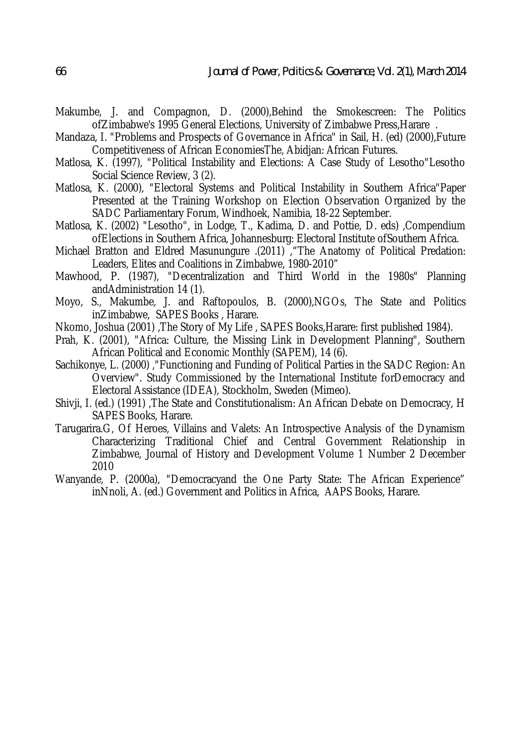Makumbe, J. and Compagnon, D. (2000),Behind the Smokescreen: The Politics ofZimbabwe's 1995 General Elections, University of Zimbabwe Press,Harare .

Mandaza, I. "Problems and Prospects of Governance in Africa" in Sail, H. (ed) (2000),Future Competitiveness of African EconomiesThe, Abidjan: African Futures.

Matlosa, K. (1997), "Political Instability and Elections: A Case Study of Lesotho"Lesotho Social Science Review, 3 (2).

Matlosa, K. (2000), "Electoral Systems and Political Instability in Southern Africa"Paper Presented at the Training Workshop on Election Observation Organized by the SADC Parliamentary Forum, Windhoek, Namibia, 18-22 September.

Matlosa, K. (2002) "Lesotho", in Lodge, T., Kadima, D. and Pottie, D. eds) ,Compendium ofElections in Southern Africa, Johannesburg: Electoral Institute ofSouthern Africa.

Michael Bratton and Eldred Masunungure .(2011) ,"The Anatomy of Political Predation: Leaders, Elites and Coalitions in Zimbabwe, 1980-2010"

Mawhood, P. (1987), "Decentralization and Third World in the 1980s" Planning andAdministration 14 (1).

Moyo, S., Makumbe, J. and Raftopoulos, B. (2000),NGOs, The State and Politics inZimbabwe, SAPES Books , Harare.

Nkomo, Joshua (2001) ,The Story of My Life , SAPES Books,Harare: first published 1984).

Prah, K. (2001), "Africa: Culture, the Missing Link in Development Planning", Southern African Political and Economic Monthly (SAPEM), 14 (6).

Sachikonye, L. (2000) ,"Functioning and Funding of Political Parties in the SADC Region: An Overview". Study Commissioned by the International Institute forDemocracy and Electoral Assistance (IDEA), Stockholm, Sweden (Mimeo).

Shivji, I. (ed.) (1991) ,The State and Constitutionalism: An African Debate on Democracy, H SAPES Books, Harare.

Tarugarira.G, Of Heroes, Villains and Valets: An Introspective Analysis of the Dynamism Characterizing Traditional Chief and Central Government Relationship in Zimbabwe, Journal of History and Development Volume 1 Number 2 December 2010

Wanyande, P. (2000a), "Democracyand the One Party State: The African Experience" inNnoli, A. (ed.) Government and Politics in Africa, AAPS Books, Harare.